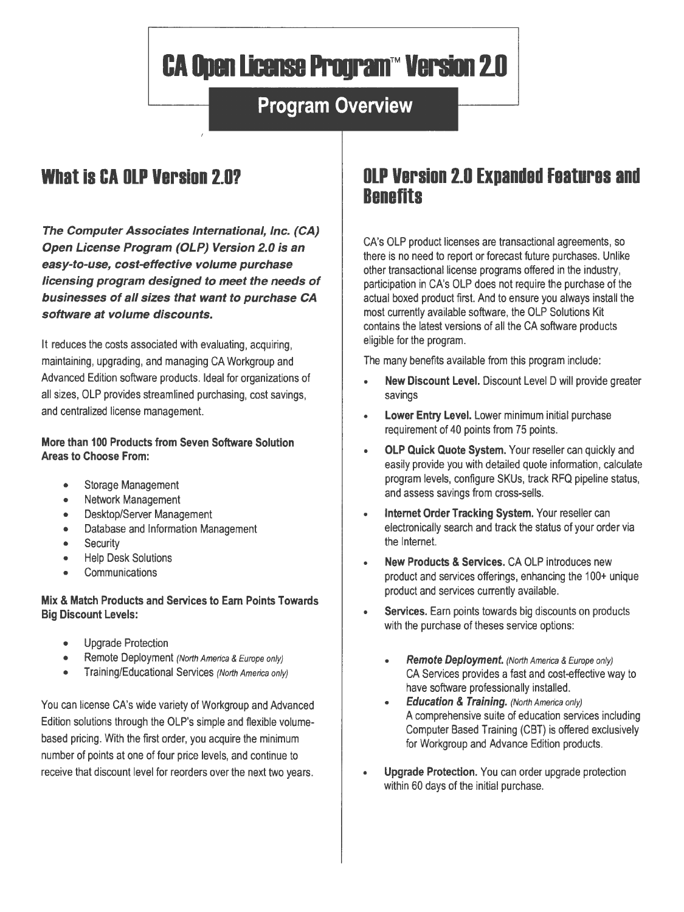# CA Open License Program™ Version 2.0

## Program Overview

## What is CA OLP Version 2.0?

***The Computer Associates International, Inc. (CA) Open License Program (OLP) Version 2.0 is an easy-to-use, cost-effective volume purchase licensing program designed to meet the needs of businesses of all sizes that want to purchase CA software at volume discounts.***

It reduces the costs associated with evaluating, acquiring, maintaining, upgrading, and managing CA Workgroup and Advanced Edition software products. Ideal for organizations of all sizes, OLP provides streamlined purchasing, cost savings, and centralized license management.

**More than 100 Products from Seven Software Solution Areas to Choose From:**

- Storage Management
- Network Management
- Desktop/Server Management
- Database and Information Management
- Security
- Help Desk Solutions
- Communications

**Mix & Match Products and Services to Earn Points Towards Big Discount Levels:**

- Upgrade Protection
- Remote Deployment *(North America & Europe only)*
- Training/Educational Services *(North America only)*

You can license CA's wide variety of Workgroup and Advanced Edition solutions through the OLP's simple and flexible volume-based pricing. With the first order, you acquire the minimum number of points at one of four price levels, and continue to receive that discount level for reorders over the next two years.

## OLP Version 2.0 Expanded Features and Benefits

CA's OLP product licenses are transactional agreements, so there is no need to report or forecast future purchases. Unlike other transactional license programs offered in the industry, participation in CA's OLP does not require the purchase of the actual boxed product first. And to ensure you always install the most currently available software, the OLP Solutions Kit contains the latest versions of all the CA software products eligible for the program.

The many benefits available from this program include:

- **New Discount Level.** Discount Level D will provide greater savings
- **Lower Entry Level.** Lower minimum initial purchase requirement of 40 points from 75 points.
- **OLP Quick Quote System.** Your reseller can quickly and easily provide you with detailed quote information, calculate program levels, configure SKUs, track RFQ pipeline status, and assess savings from cross-sells.
- **Internet Order Tracking System.** Your reseller can electronically search and track the status of your order via the Internet.
- **New Products & Services.** CA OLP introduces new product and services offerings, enhancing the 100+ unique product and services currently available.
- **Services.** Earn points towards big discounts on products with the purchase of theses service options:
  - ***Remote Deployment.*** *(North America & Europe only)* CA Services provides a fast and cost-effective way to have software professionally installed.
  - ***Education & Training.*** *(North America only)* A comprehensive suite of education services including Computer Based Training (CBT) is offered exclusively for Workgroup and Advance Edition products.
- **Upgrade Protection.** You can order upgrade protection within 60 days of the initial purchase.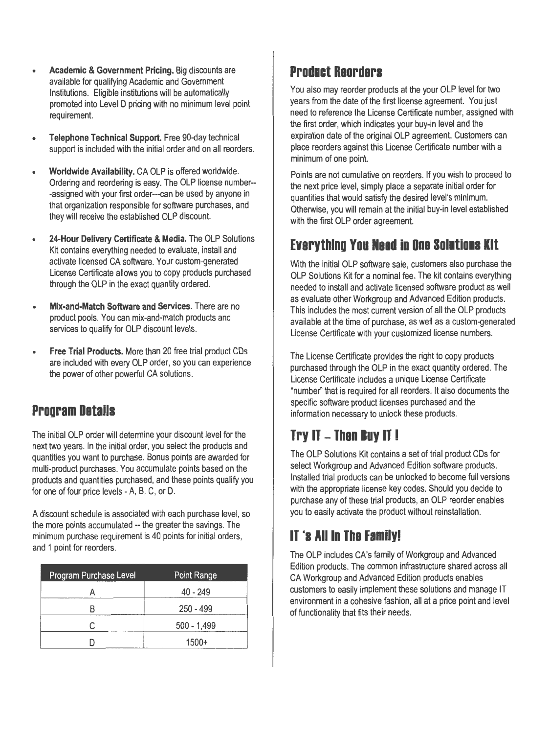- **Academic & Government Pricing.** Big discounts are available for qualifying Academic and Government Institutions. Eligible institutions will be automatically promoted into Level D pricing with no minimum level point requirement.

- **Telephone Technical Support.** Free 90-day technical support is included with the initial order and on all reorders.

- **Worldwide Availability.** CA OLP is offered worldwide. Ordering and reordering is easy. The OLP license number---assigned with your first order---can be used by anyone in that organization responsible for software purchases, and they will receive the established OLP discount.

- **24-Hour Delivery Certificate & Media.** The OLP Solutions Kit contains everything needed to evaluate, install and activate licensed CA software. Your custom-generated License Certificate allows you to copy products purchased through the OLP in the exact quantity ordered.

- **Mix-and-Match Software and Services.** There are no product pools. You can mix-and-match products and services to qualify for OLP discount levels.

- **Free Trial Products.** More than 20 free trial product CDs are included with every OLP order, so you can experience the power of other powerful CA solutions.

## Program Details

The initial OLP order will determine your discount level for the next two years. In the initial order, you select the products and quantities you want to purchase. Bonus points are awarded for multi-product purchases. You accumulate points based on the products and quantities purchased, and these points qualify you for one of four price levels - A, B, C, or D.

A discount schedule is associated with each purchase level, so the more points accumulated -- the greater the savings. The minimum purchase requirement is 40 points for initial orders, and 1 point for reorders.

| Program Purchase Level | Point Range |
|---|---|
| A | 40 - 249 |
| B | 250 - 499 |
| C | 500 - 1,499 |
| D | 1500+ |

## Product Reorders

You also may reorder products at the your OLP level for two years from the date of the first license agreement. You just need to reference the License Certificate number, assigned with the first order, which indicates your buy-in level and the expiration date of the original OLP agreement. Customers can place reorders against this License Certificate number with a minimum of one point.

Points are not cumulative on reorders. If you wish to proceed to the next price level, simply place a separate initial order for quantities that would satisfy the desired level's minimum. Otherwise, you will remain at the initial buy-in level established with the first OLP order agreement.

## Everything You Need in One Solutions Kit

With the initial OLP software sale, customers also purchase the OLP Solutions Kit for a nominal fee. The kit contains everything needed to install and activate licensed software product as well as evaluate other Workgroup and Advanced Edition products. This includes the most current version of all the OLP products available at the time of purchase, as well as a custom-generated License Certificate with your customized license numbers.

The License Certificate provides the right to copy products purchased through the OLP in the exact quantity ordered. The License Certificate includes a unique License Certificate "number" that is required for all reorders. It also documents the specific software product licenses purchased and the information necessary to unlock these products.

## Try IT – Then Buy IT !

The OLP Solutions Kit contains a set of trial product CDs for select Workgroup and Advanced Edition software products. Installed trial products can be unlocked to become full versions with the appropriate license key codes. Should you decide to purchase any of these trial products, an OLP reorder enables you to easily activate the product without reinstallation.

## IT 's All In The Family!

The OLP includes CA's family of Workgroup and Advanced Edition products. The common infrastructure shared across all CA Workgroup and Advanced Edition products enables customers to easily implement these solutions and manage IT environment in a cohesive fashion, all at a price point and level of functionality that fits their needs.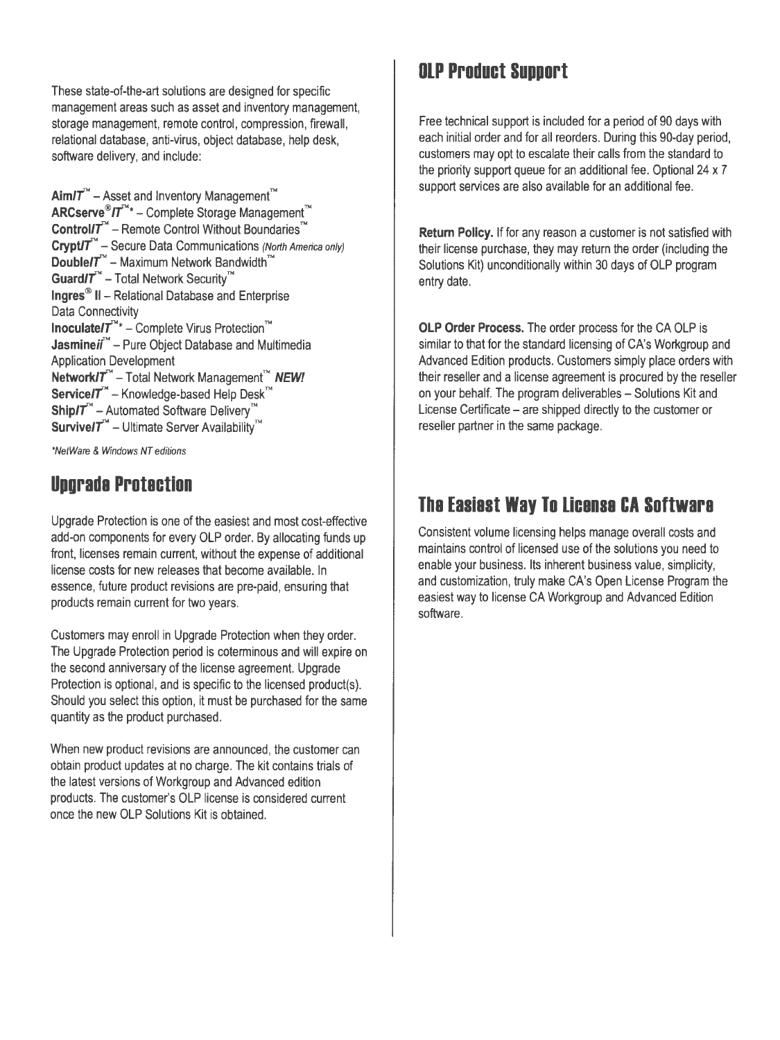These state-of-the-art solutions are designed for specific management areas such as asset and inventory management, storage management, remote control, compression, firewall, relational database, anti-virus, object database, help desk, software delivery, and include:

**Aim/T**™ – Asset and Inventory Management™
**ARCserve®/T**™* – Complete Storage Management™
**Control/T**™ – Remote Control Without Boundaries™
**Crypt/T**™ – Secure Data Communications *(North America only)*
**Double/T**™ – Maximum Network Bandwidth™
**Guard/T**™ – Total Network Security™
**Ingres® II** – Relational Database and Enterprise Data Connectivity
**Inoculate/T**™* – Complete Virus Protection™
**Jasmine*ii***™ – Pure Object Database and Multimedia Application Development
**Network/T**™ – Total Network Management™ ***NEW!***
**Service/T**™ – Knowledge-based Help Desk™
**Ship/T**™ – Automated Software Delivery™
**Survive/T**™ – Ultimate Server Availability™

*\*NetWare & Windows NT editions*

## Upgrade Protection

Upgrade Protection is one of the easiest and most cost-effective add-on components for every OLP order. By allocating funds up front, licenses remain current, without the expense of additional license costs for new releases that become available. In essence, future product revisions are pre-paid, ensuring that products remain current for two years.

Customers may enroll in Upgrade Protection when they order. The Upgrade Protection period is coterminous and will expire on the second anniversary of the license agreement. Upgrade Protection is optional, and is specific to the licensed product(s). Should you select this option, it must be purchased for the same quantity as the product purchased.

When new product revisions are announced, the customer can obtain product updates at no charge. The kit contains trials of the latest versions of Workgroup and Advanced edition products. The customer's OLP license is considered current once the new OLP Solutions Kit is obtained.

## OLP Product Support

Free technical support is included for a period of 90 days with each initial order and for all reorders. During this 90-day period, customers may opt to escalate their calls from the standard to the priority support queue for an additional fee. Optional 24 x 7 support services are also available for an additional fee.

**Return Policy.** If for any reason a customer is not satisfied with their license purchase, they may return the order (including the Solutions Kit) unconditionally within 30 days of OLP program entry date.

**OLP Order Process.** The order process for the CA OLP is similar to that for the standard licensing of CA's Workgroup and Advanced Edition products. Customers simply place orders with their reseller and a license agreement is procured by the reseller on your behalf. The program deliverables – Solutions Kit and License Certificate – are shipped directly to the customer or reseller partner in the same package.

## The Easiest Way To License CA Software

Consistent volume licensing helps manage overall costs and maintains control of licensed use of the solutions you need to enable your business. Its inherent business value, simplicity, and customization, truly make CA's Open License Program the easiest way to license CA Workgroup and Advanced Edition software.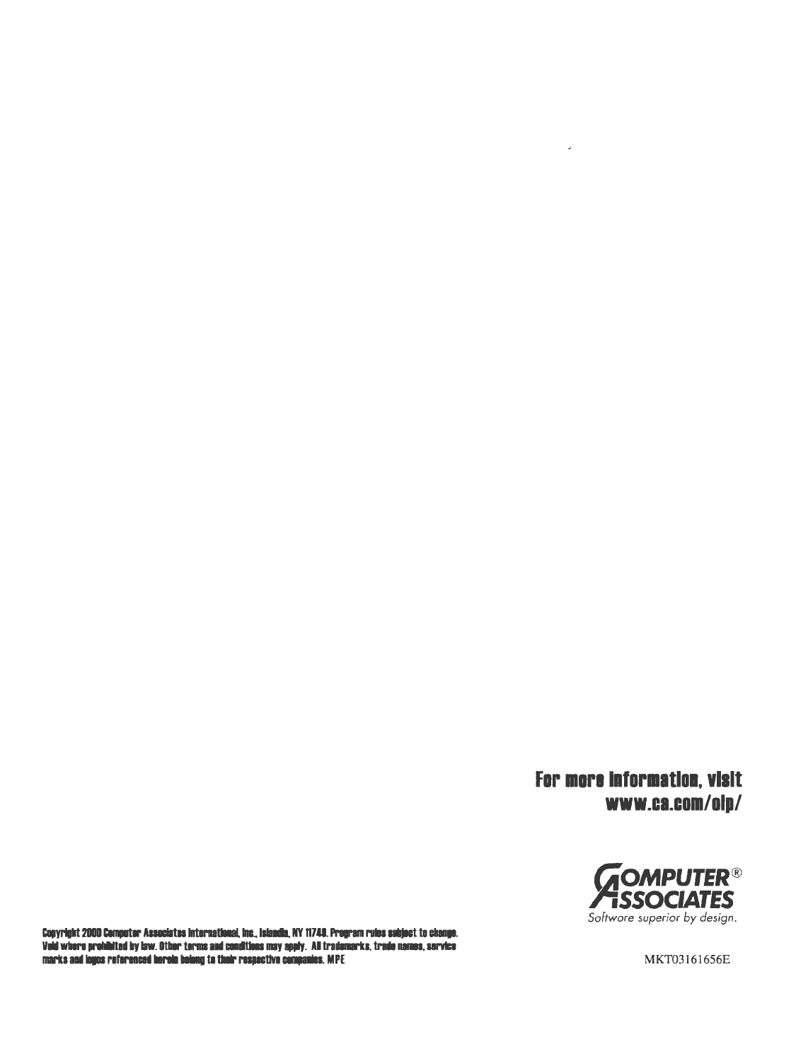**For more information, visit**
**www.ca.com/oip/**

COMPUTER® ASSOCIATES

*Software superior by design.*

Copyright 2000 Computer Associates International, Inc., Islandia, NY 11749. Program rules subject to change. Void where prohibited by law. Other terms and conditions may apply. All trademarks, trade names, service marks and logos referenced herein belong to their respective companies. MPE

MKT03161656E